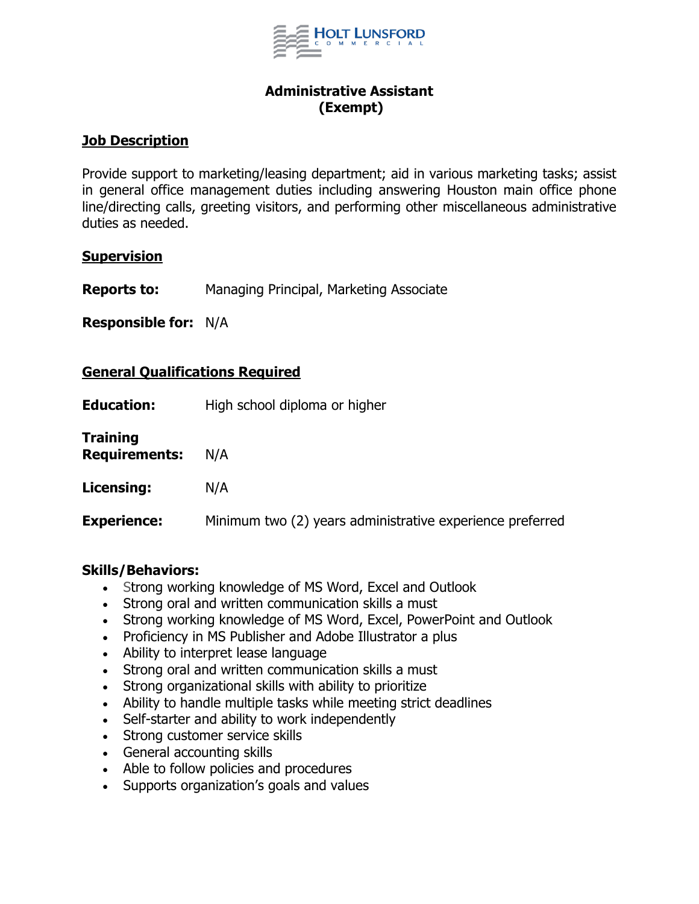HOLT LUNSFORD COMMERCIAL

# Administrative Assistant (Exempt)

## Job Description

Provide support to marketing/leasing department; aid in various marketing tasks; assist in general office management duties including answering Houston main office phone line/directing calls, greeting visitors, and performing other miscellaneous administrative duties as needed.

## Supervision

**Reports to:** Managing Principal, Marketing Associate

**Responsible for:** N/A

## General Qualifications Required

**Education:** High school diploma or higher

**Training Requirements:** N/A

**Licensing:** N/A

**Experience:** Minimum two (2) years administrative experience preferred

**Skills/Behaviors:**

- Strong working knowledge of MS Word, Excel and Outlook
- Strong oral and written communication skills a must
- Strong working knowledge of MS Word, Excel, PowerPoint and Outlook
- Proficiency in MS Publisher and Adobe Illustrator a plus
- Ability to interpret lease language
- Strong oral and written communication skills a must
- Strong organizational skills with ability to prioritize
- Ability to handle multiple tasks while meeting strict deadlines
- Self-starter and ability to work independently
- Strong customer service skills
- General accounting skills
- Able to follow policies and procedures
- Supports organization's goals and values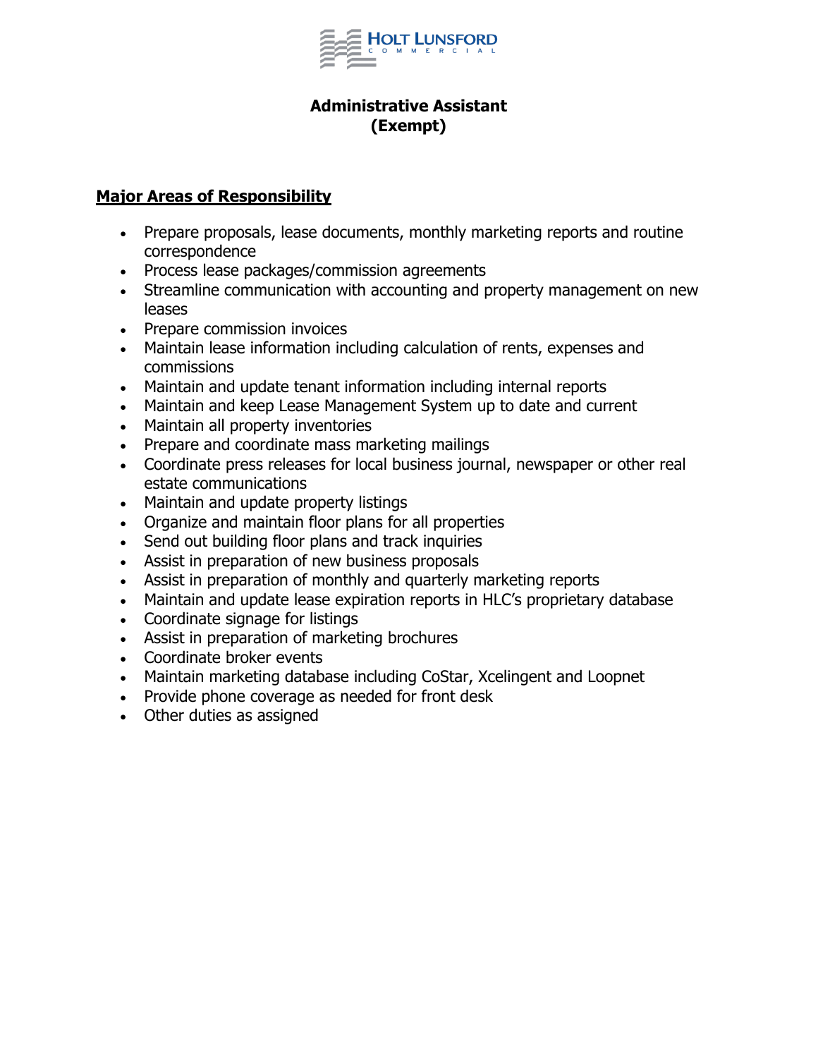# Administrative Assistant
# (Exempt)

## Major Areas of Responsibility

- Prepare proposals, lease documents, monthly marketing reports and routine correspondence
- Process lease packages/commission agreements
- Streamline communication with accounting and property management on new leases
- Prepare commission invoices
- Maintain lease information including calculation of rents, expenses and commissions
- Maintain and update tenant information including internal reports
- Maintain and keep Lease Management System up to date and current
- Maintain all property inventories
- Prepare and coordinate mass marketing mailings
- Coordinate press releases for local business journal, newspaper or other real estate communications
- Maintain and update property listings
- Organize and maintain floor plans for all properties
- Send out building floor plans and track inquiries
- Assist in preparation of new business proposals
- Assist in preparation of monthly and quarterly marketing reports
- Maintain and update lease expiration reports in HLC's proprietary database
- Coordinate signage for listings
- Assist in preparation of marketing brochures
- Coordinate broker events
- Maintain marketing database including CoStar, Xcelingent and Loopnet
- Provide phone coverage as needed for front desk
- Other duties as assigned